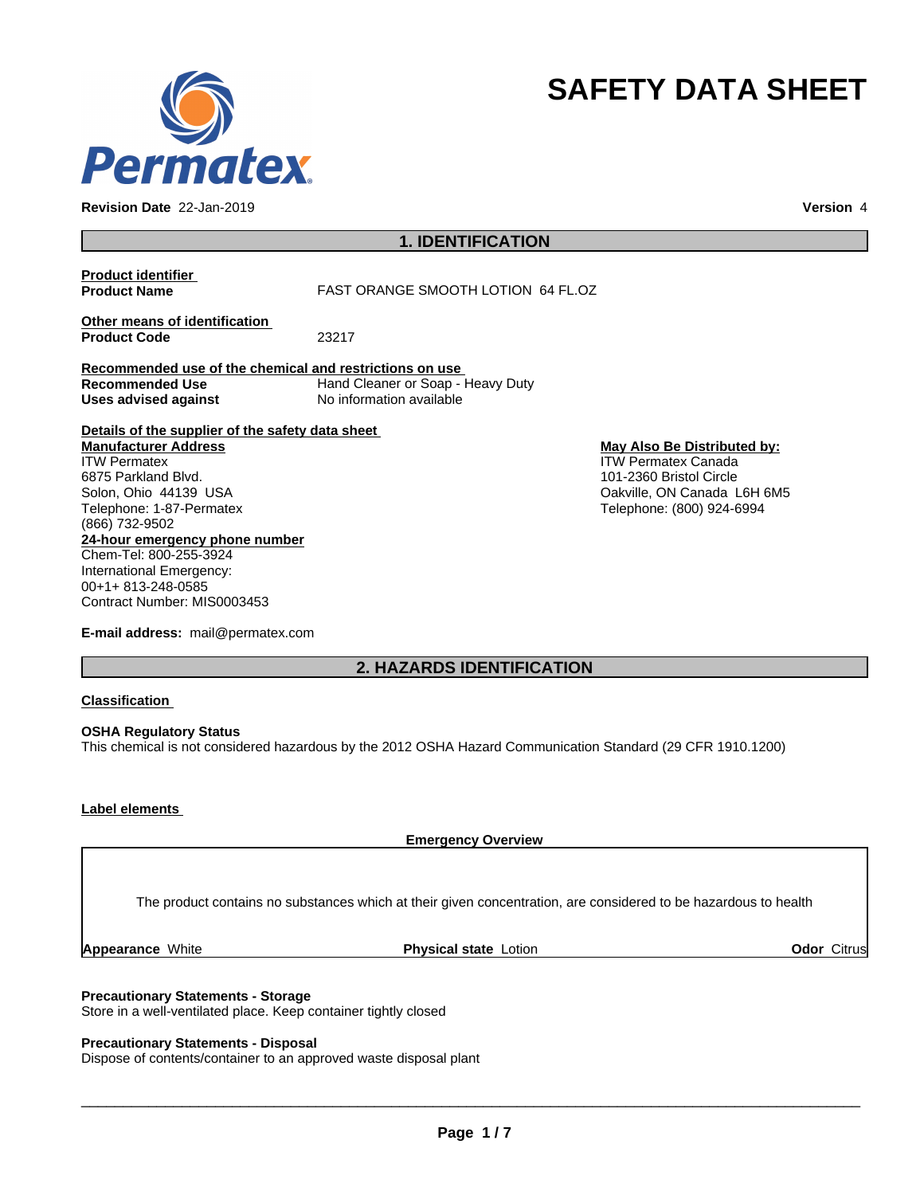# SAFETY DATA SHEET

**Revision Date** 22-Jan-2019 **Version** 4

## 1. IDENTIFICATION

**Product identifier**

**Product Name** FAST ORANGE SMOOTH LOTION 64 FL.OZ

**Other means of identification**

**Product Code** 23217

**Recommended use of the chemical and restrictions on use**

**Recommended Use** Hand Cleaner or Soap - Heavy Duty

**Uses advised against** No information available

**Details of the supplier of the safety data sheet**

**Manufacturer Address**
ITW Permatex
6875 Parkland Blvd.
Solon, Ohio 44139 USA
Telephone: 1-87-Permatex
(866) 732-9502

**May Also Be Distributed by:**
ITW Permatex Canada
101-2360 Bristol Circle
Oakville, ON Canada L6H 6M5
Telephone: (800) 924-6994

**24-hour emergency phone number**
Chem-Tel: 800-255-3924
International Emergency:
00+1+ 813-248-0585
Contract Number: MIS0003453

**E-mail address:** mail@permatex.com

## 2. HAZARDS IDENTIFICATION

**Classification**

**OSHA Regulatory Status**
This chemical is not considered hazardous by the 2012 OSHA Hazard Communication Standard (29 CFR 1910.1200)

**Label elements**

**Emergency Overview**

The product contains no substances which at their given concentration, are considered to be hazardous to health

**Appearance** White **Physical state** Lotion **Odor** Citrus

**Precautionary Statements - Storage**
Store in a well-ventilated place. Keep container tightly closed

**Precautionary Statements - Disposal**
Dispose of contents/container to an approved waste disposal plant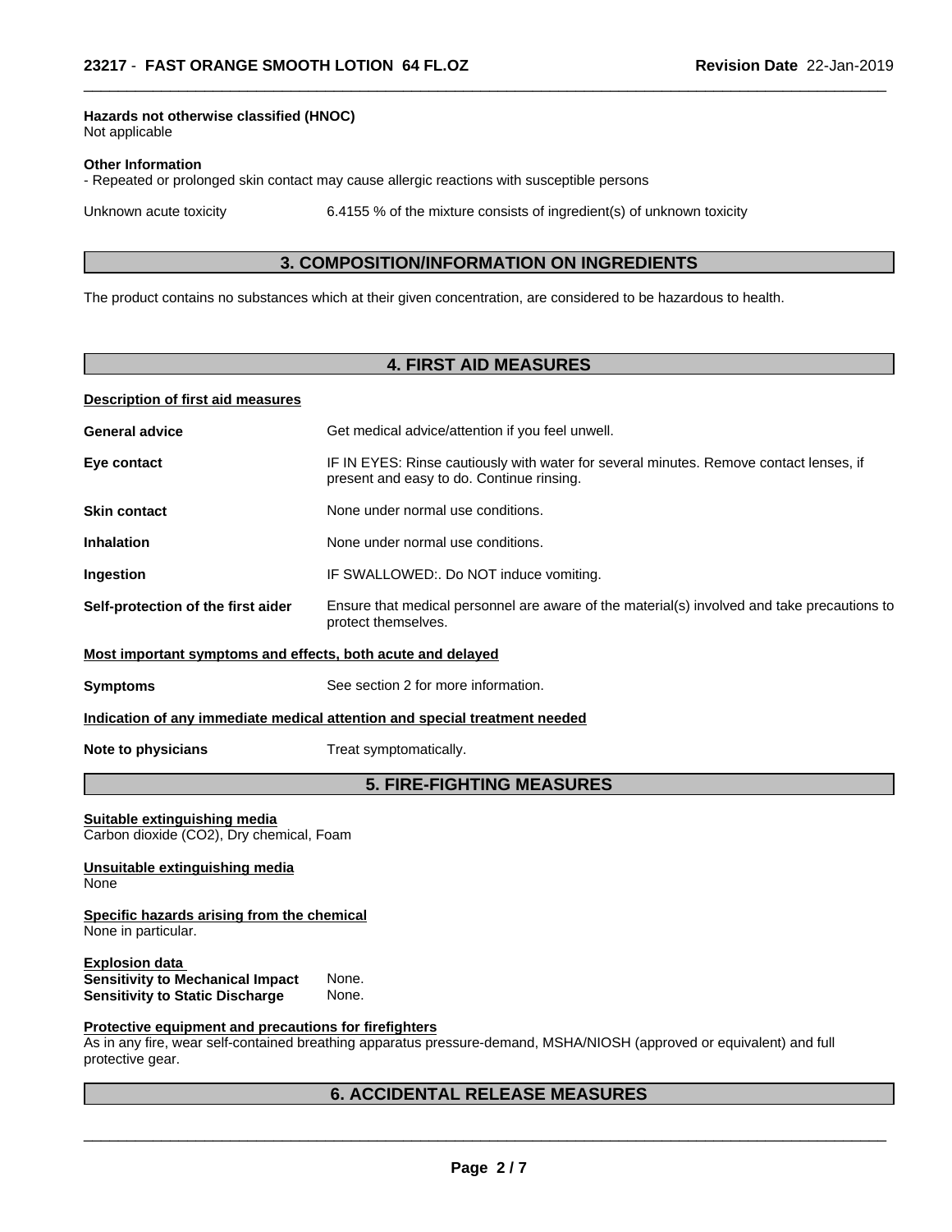**Hazards not otherwise classified (HNOC)**
Not applicable

**Other Information**
- Repeated or prolonged skin contact may cause allergic reactions with susceptible persons

Unknown acute toxicity 6.4155 % of the mixture consists of ingredient(s) of unknown toxicity

## 3. COMPOSITION/INFORMATION ON INGREDIENTS

The product contains no substances which at their given concentration, are considered to be hazardous to health.

## 4. FIRST AID MEASURES

**Description of first aid measures**

**General advice** Get medical advice/attention if you feel unwell.

**Eye contact** IF IN EYES: Rinse cautiously with water for several minutes. Remove contact lenses, if present and easy to do. Continue rinsing.

**Skin contact** None under normal use conditions.

**Inhalation** None under normal use conditions.

**Ingestion** IF SWALLOWED:. Do NOT induce vomiting.

**Self-protection of the first aider** Ensure that medical personnel are aware of the material(s) involved and take precautions to protect themselves.

**Most important symptoms and effects, both acute and delayed**

**Symptoms** See section 2 for more information.

**Indication of any immediate medical attention and special treatment needed**

**Note to physicians** Treat symptomatically.

## 5. FIRE-FIGHTING MEASURES

**Suitable extinguishing media**
Carbon dioxide ($CO_2$), Dry chemical, Foam

**Unsuitable extinguishing media**
None

**Specific hazards arising from the chemical**
None in particular.

**Explosion data**
**Sensitivity to Mechanical Impact** None.
**Sensitivity to Static Discharge** None.

**Protective equipment and precautions for firefighters**
As in any fire, wear self-contained breathing apparatus pressure-demand, MSHA/NIOSH (approved or equivalent) and full protective gear.

## 6. ACCIDENTAL RELEASE MEASURES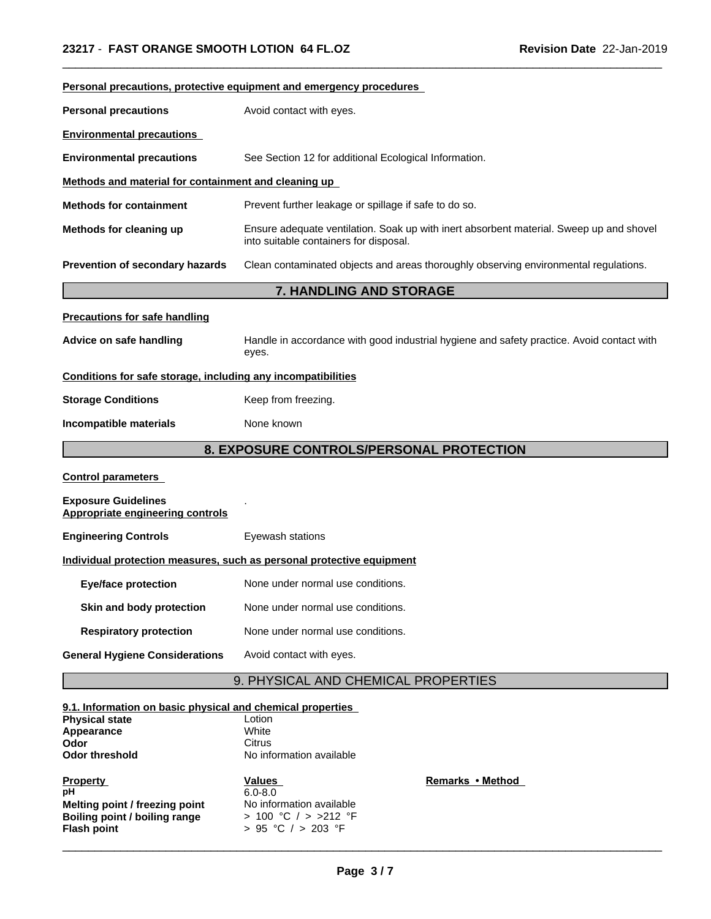**Personal precautions, protective equipment and emergency procedures**

| | |
|---|---|
| **Personal precautions** | Avoid contact with eyes. |

**Environmental precautions**

| | |
|---|---|
| **Environmental precautions** | See Section 12 for additional Ecological Information. |

**Methods and material for containment and cleaning up**

| | |
|---|---|
| **Methods for containment** | Prevent further leakage or spillage if safe to do so. |
| **Methods for cleaning up** | Ensure adequate ventilation. Soak up with inert absorbent material. Sweep up and shovel into suitable containers for disposal. |
| **Prevention of secondary hazards** | Clean contaminated objects and areas thoroughly observing environmental regulations. |

## 7. HANDLING AND STORAGE

**Precautions for safe handling**

| | |
|---|---|
| **Advice on safe handling** | Handle in accordance with good industrial hygiene and safety practice. Avoid contact with eyes. |

**Conditions for safe storage, including any incompatibilities**

| | |
|---|---|
| **Storage Conditions** | Keep from freezing. |
| **Incompatible materials** | None known |

## 8. EXPOSURE CONTROLS/PERSONAL PROTECTION

**Control parameters**

**Exposure Guidelines** .

**Appropriate engineering controls**

| | |
|---|---|
| **Engineering Controls** | Eyewash stations |

**Individual protection measures, such as personal protective equipment**

| | |
|---|---|
| **Eye/face protection** | None under normal use conditions. |
| **Skin and body protection** | None under normal use conditions. |
| **Respiratory protection** | None under normal use conditions. |
| **General Hygiene Considerations** | Avoid contact with eyes. |

## 9. PHYSICAL AND CHEMICAL PROPERTIES

**9.1. Information on basic physical and chemical properties**

| | |
|---|---|
| **Physical state** | Lotion |
| **Appearance** | White |
| **Odor** | Citrus |
| **Odor threshold** | No information available |

| **Property** | **Values** | **Remarks • Method** |
|---|---|---|
| **pH** | 6.0-8.0 | |
| **Melting point / freezing point** | No information available | |
| **Boiling point / boiling range** | > 100 °C / > >212 °F | |
| **Flash point** | > 95 °C / > 203 °F | |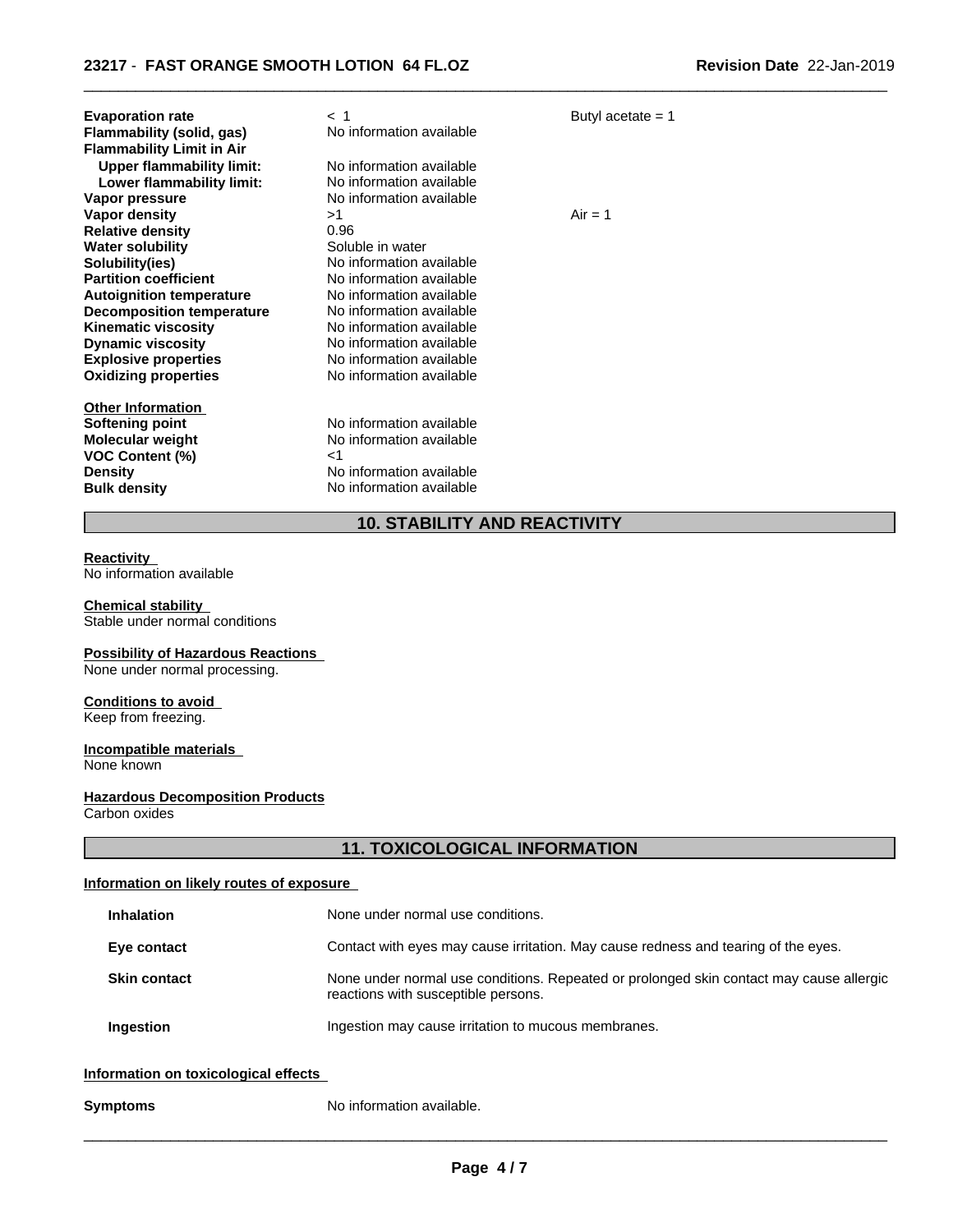| | | |
|---|---|---|
| **Evaporation rate** | < 1 | Butyl acetate = 1 |
| **Flammability (solid, gas)** | No information available | |
| **Flammability Limit in Air** | | |
| **Upper flammability limit:** | No information available | |
| **Lower flammability limit:** | No information available | |
| **Vapor pressure** | No information available | |
| **Vapor density** | >1 | Air = 1 |
| **Relative density** | 0.96 | |
| **Water solubility** | Soluble in water | |
| **Solubility(ies)** | No information available | |
| **Partition coefficient** | No information available | |
| **Autoignition temperature** | No information available | |
| **Decomposition temperature** | No information available | |
| **Kinematic viscosity** | No information available | |
| **Dynamic viscosity** | No information available | |
| **Explosive properties** | No information available | |
| **Oxidizing properties** | No information available | |

**Other Information**

| | |
|---|---|
| **Softening point** | No information available |
| **Molecular weight** | No information available |
| **VOC Content (%)** | <1 |
| **Density** | No information available |
| **Bulk density** | No information available |

## 10. STABILITY AND REACTIVITY

**Reactivity**
No information available

**Chemical stability**
Stable under normal conditions

**Possibility of Hazardous Reactions**
None under normal processing.

**Conditions to avoid**
Keep from freezing.

**Incompatible materials**
None known

**Hazardous Decomposition Products**
Carbon oxides

## 11. TOXICOLOGICAL INFORMATION

**Information on likely routes of exposure**

| | |
|---|---|
| **Inhalation** | None under normal use conditions. |
| **Eye contact** | Contact with eyes may cause irritation. May cause redness and tearing of the eyes. |
| **Skin contact** | None under normal use conditions. Repeated or prolonged skin contact may cause allergic reactions with susceptible persons. |
| **Ingestion** | Ingestion may cause irritation to mucous membranes. |

**Information on toxicological effects**

| | |
|---|---|
| **Symptoms** | No information available. |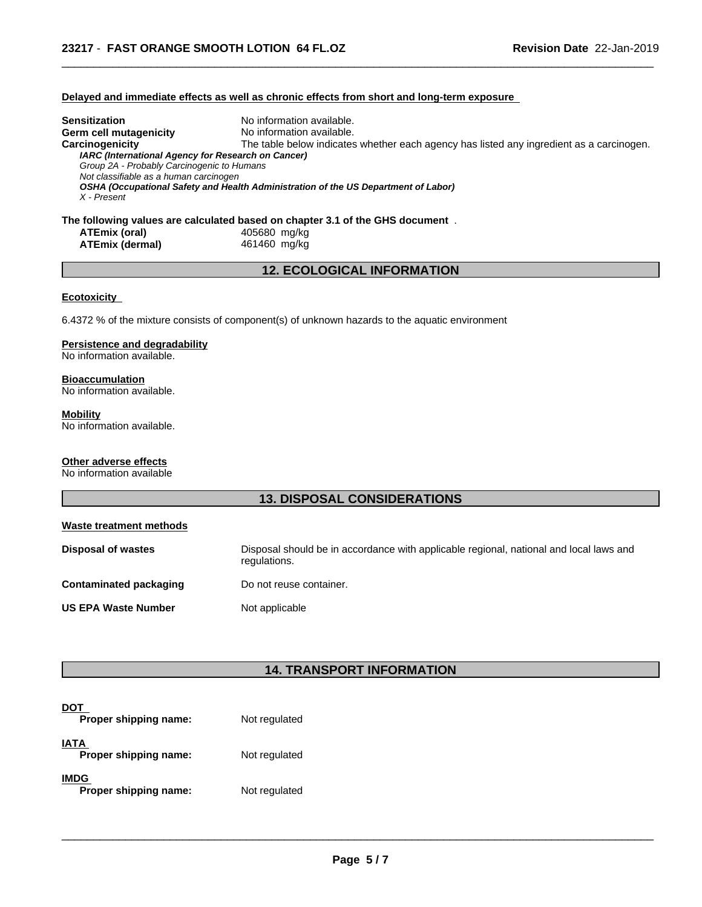**Delayed and immediate effects as well as chronic effects from short and long-term exposure**

**Sensitization** No information available.
**Germ cell mutagenicity** No information available.
**Carcinogenicity** The table below indicates whether each agency has listed any ingredient as a carcinogen.

***IARC (International Agency for Research on Cancer)***
*Group 2A - Probably Carcinogenic to Humans*
*Not classifiable as a human carcinogen*
***OSHA (Occupational Safety and Health Administration of the US Department of Labor)***
*X - Present*

**The following values are calculated based on chapter 3.1 of the GHS document** .

| | |
|---|---|
| **ATEmix (oral)** | 405680 mg/kg |
| **ATEmix (dermal)** | 461460 mg/kg |

## 12. ECOLOGICAL INFORMATION

**Ecotoxicity**

6.4372 % of the mixture consists of component(s) of unknown hazards to the aquatic environment

**Persistence and degradability**
No information available.

**Bioaccumulation**
No information available.

**Mobility**
No information available.

**Other adverse effects**
No information available

## 13. DISPOSAL CONSIDERATIONS

**Waste treatment methods**

| | |
|---|---|
| **Disposal of wastes** | Disposal should be in accordance with applicable regional, national and local laws and regulations. |
| **Contaminated packaging** | Do not reuse container. |
| **US EPA Waste Number** | Not applicable |

## 14. TRANSPORT INFORMATION

**DOT**
**Proper shipping name:** Not regulated

**IATA**
**Proper shipping name:** Not regulated

**IMDG**
**Proper shipping name:** Not regulated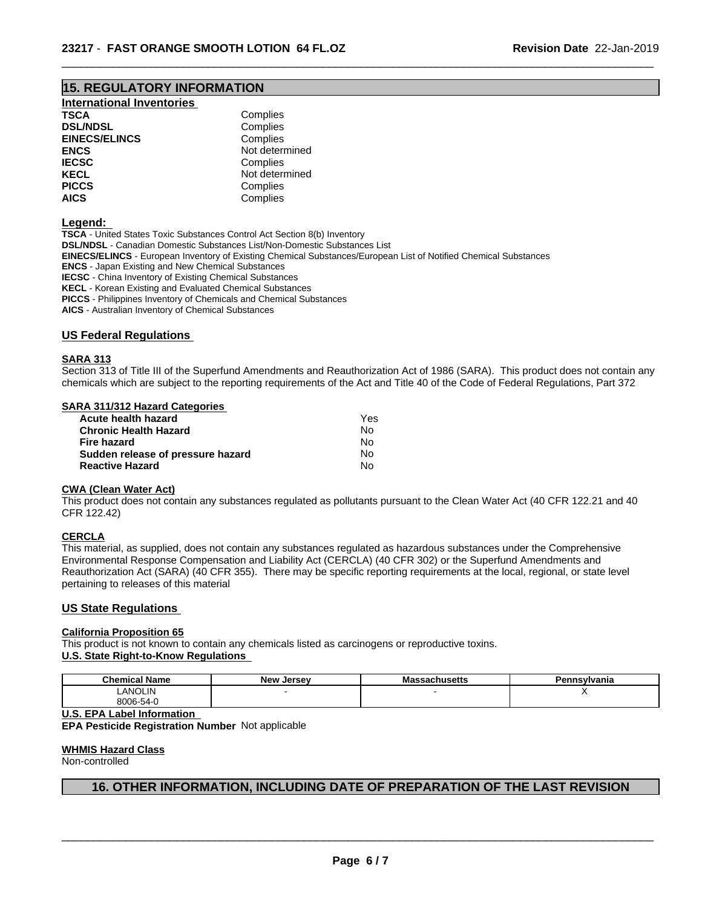## 15. REGULATORY INFORMATION

### International Inventories

| | |
|---|---|
| **TSCA** | Complies |
| **DSL/NDSL** | Complies |
| **EINECS/ELINCS** | Complies |
| **ENCS** | Not determined |
| **IECSC** | Complies |
| **KECL** | Not determined |
| **PICCS** | Complies |
| **AICS** | Complies |

**Legend:**

**TSCA** - United States Toxic Substances Control Act Section 8(b) Inventory
**DSL/NDSL** - Canadian Domestic Substances List/Non-Domestic Substances List
**EINECS/ELINCS** - European Inventory of Existing Chemical Substances/European List of Notified Chemical Substances
**ENCS** - Japan Existing and New Chemical Substances
**IECSC** - China Inventory of Existing Chemical Substances
**KECL** - Korean Existing and Evaluated Chemical Substances
**PICCS** - Philippines Inventory of Chemicals and Chemical Substances
**AICS** - Australian Inventory of Chemical Substances

### US Federal Regulations

**SARA 313**

Section 313 of Title III of the Superfund Amendments and Reauthorization Act of 1986 (SARA). This product does not contain any chemicals which are subject to the reporting requirements of the Act and Title 40 of the Code of Federal Regulations, Part 372

**SARA 311/312 Hazard Categories**

| | |
|---|---|
| **Acute health hazard** | Yes |
| **Chronic Health Hazard** | No |
| **Fire hazard** | No |
| **Sudden release of pressure hazard** | No |
| **Reactive Hazard** | No |

**CWA (Clean Water Act)**

This product does not contain any substances regulated as pollutants pursuant to the Clean Water Act (40 CFR 122.21 and 40 CFR 122.42)

**CERCLA**

This material, as supplied, does not contain any substances regulated as hazardous substances under the Comprehensive Environmental Response Compensation and Liability Act (CERCLA) (40 CFR 302) or the Superfund Amendments and Reauthorization Act (SARA) (40 CFR 355). There may be specific reporting requirements at the local, regional, or state level pertaining to releases of this material

### US State Regulations

**California Proposition 65**

This product is not known to contain any chemicals listed as carcinogens or reproductive toxins.

**U.S. State Right-to-Know Regulations**

| Chemical Name | New Jersey | Massachusetts | Pennsylvania |
|---|---|---|---|
| LANOLIN 8006-54-0 | - | - | X |

**U.S. EPA Label Information**

**EPA Pesticide Registration Number** Not applicable

**WHMIS Hazard Class**

Non-controlled

## 16. OTHER INFORMATION, INCLUDING DATE OF PREPARATION OF THE LAST REVISION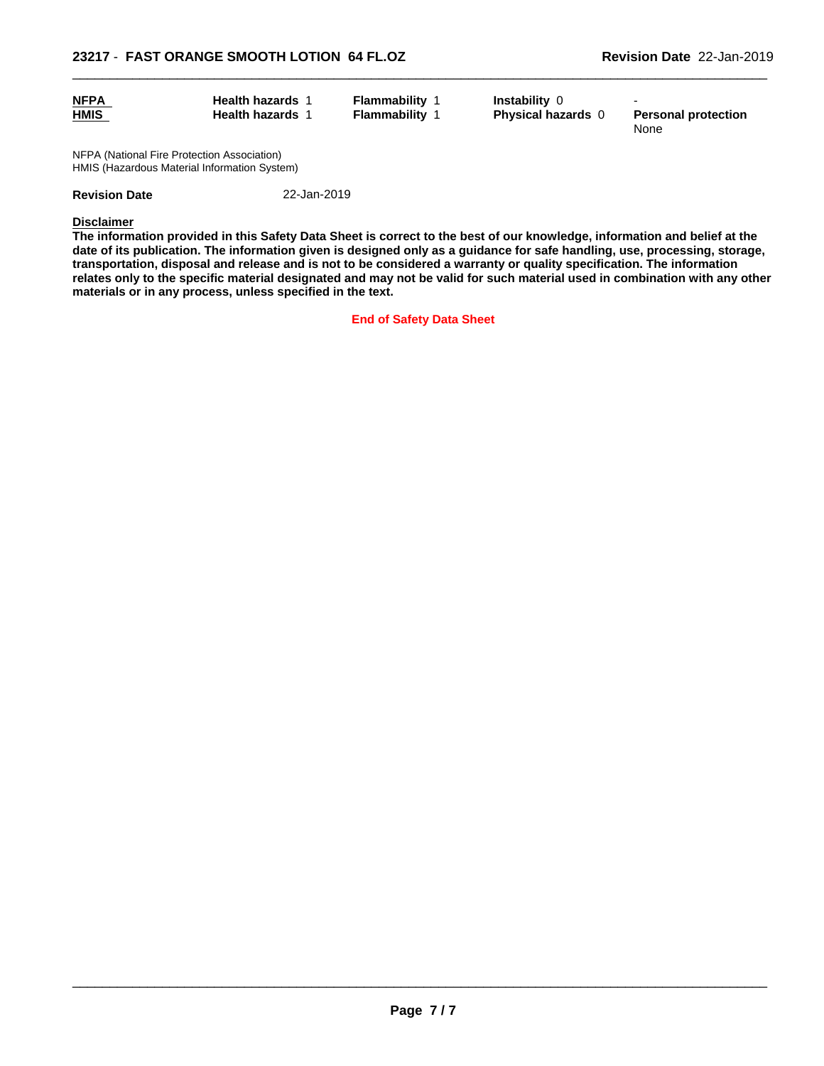| | | | | |
|---|---|---|---|---|
| **NFPA** | **Health hazards** 1 | **Flammability** 1 | **Instability** 0 | - |
| **HMIS** | **Health hazards** 1 | **Flammability** 1 | **Physical hazards** 0 | **Personal protection** None |

NFPA (National Fire Protection Association)
HMIS (Hazardous Material Information System)

**Revision Date** 22-Jan-2019

**Disclaimer**

**The information provided in this Safety Data Sheet is correct to the best of our knowledge, information and belief at the date of its publication. The information given is designed only as a guidance for safe handling, use, processing, storage, transportation, disposal and release and is not to be considered a warranty or quality specification. The information relates only to the specific material designated and may not be valid for such material used in combination with any other materials or in any process, unless specified in the text.**

**End of Safety Data Sheet**